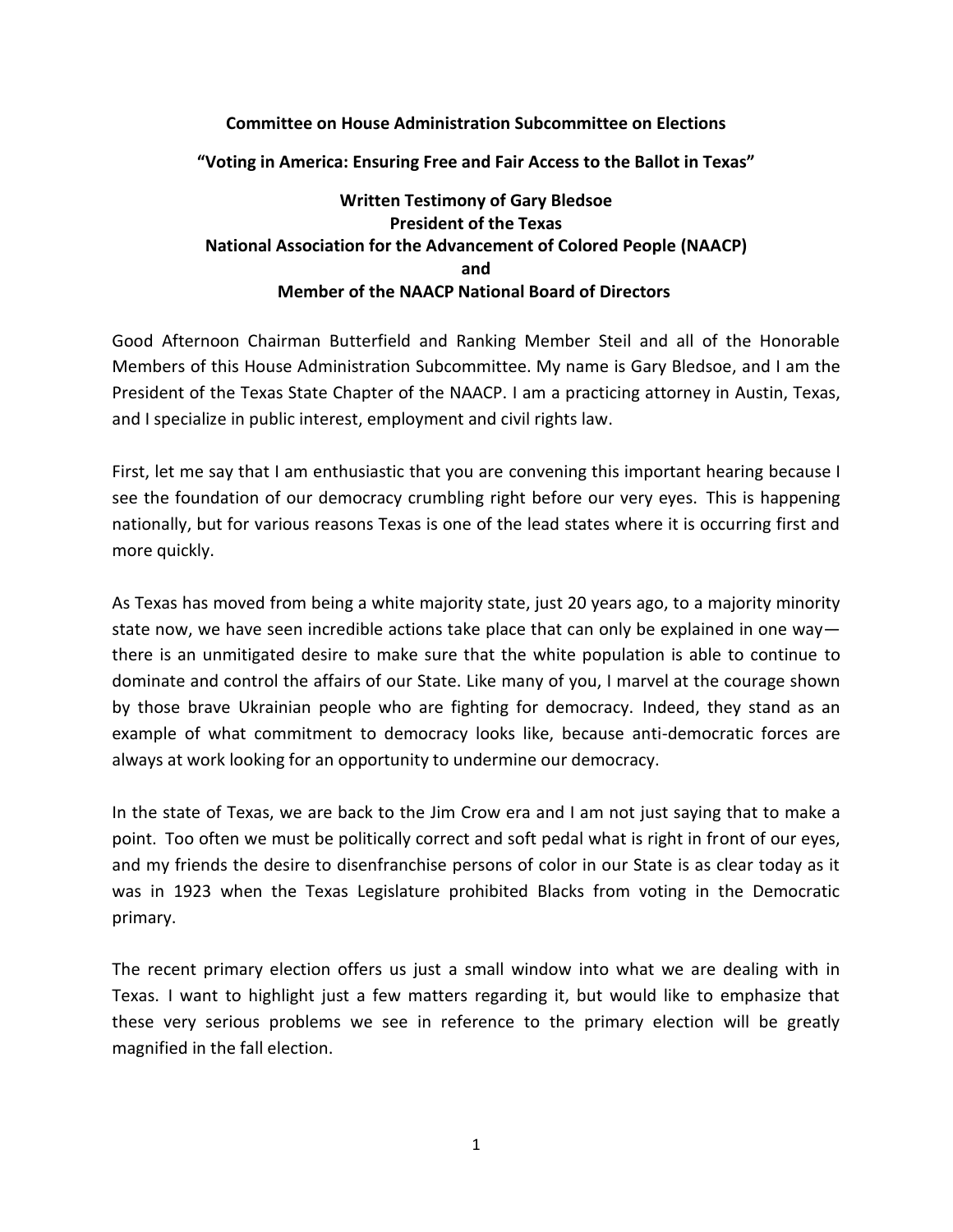**Committee on House Administration Subcommittee on Elections**

**"Voting in America: Ensuring Free and Fair Access to the Ballot in Texas"**

**Written Testimony of Gary Bledsoe**
**President of the Texas**
**National Association for the Advancement of Colored People (NAACP)**
**and**
**Member of the NAACP National Board of Directors**

Good Afternoon Chairman Butterfield and Ranking Member Steil and all of the Honorable Members of this House Administration Subcommittee. My name is Gary Bledsoe, and I am the President of the Texas State Chapter of the NAACP. I am a practicing attorney in Austin, Texas, and I specialize in public interest, employment and civil rights law.

First, let me say that I am enthusiastic that you are convening this important hearing because I see the foundation of our democracy crumbling right before our very eyes. This is happening nationally, but for various reasons Texas is one of the lead states where it is occurring first and more quickly.

As Texas has moved from being a white majority state, just 20 years ago, to a majority minority state now, we have seen incredible actions take place that can only be explained in one way— there is an unmitigated desire to make sure that the white population is able to continue to dominate and control the affairs of our State. Like many of you, I marvel at the courage shown by those brave Ukrainian people who are fighting for democracy. Indeed, they stand as an example of what commitment to democracy looks like, because anti-democratic forces are always at work looking for an opportunity to undermine our democracy.

In the state of Texas, we are back to the Jim Crow era and I am not just saying that to make a point. Too often we must be politically correct and soft pedal what is right in front of our eyes, and my friends the desire to disenfranchise persons of color in our State is as clear today as it was in 1923 when the Texas Legislature prohibited Blacks from voting in the Democratic primary.

The recent primary election offers us just a small window into what we are dealing with in Texas. I want to highlight just a few matters regarding it, but would like to emphasize that these very serious problems we see in reference to the primary election will be greatly magnified in the fall election.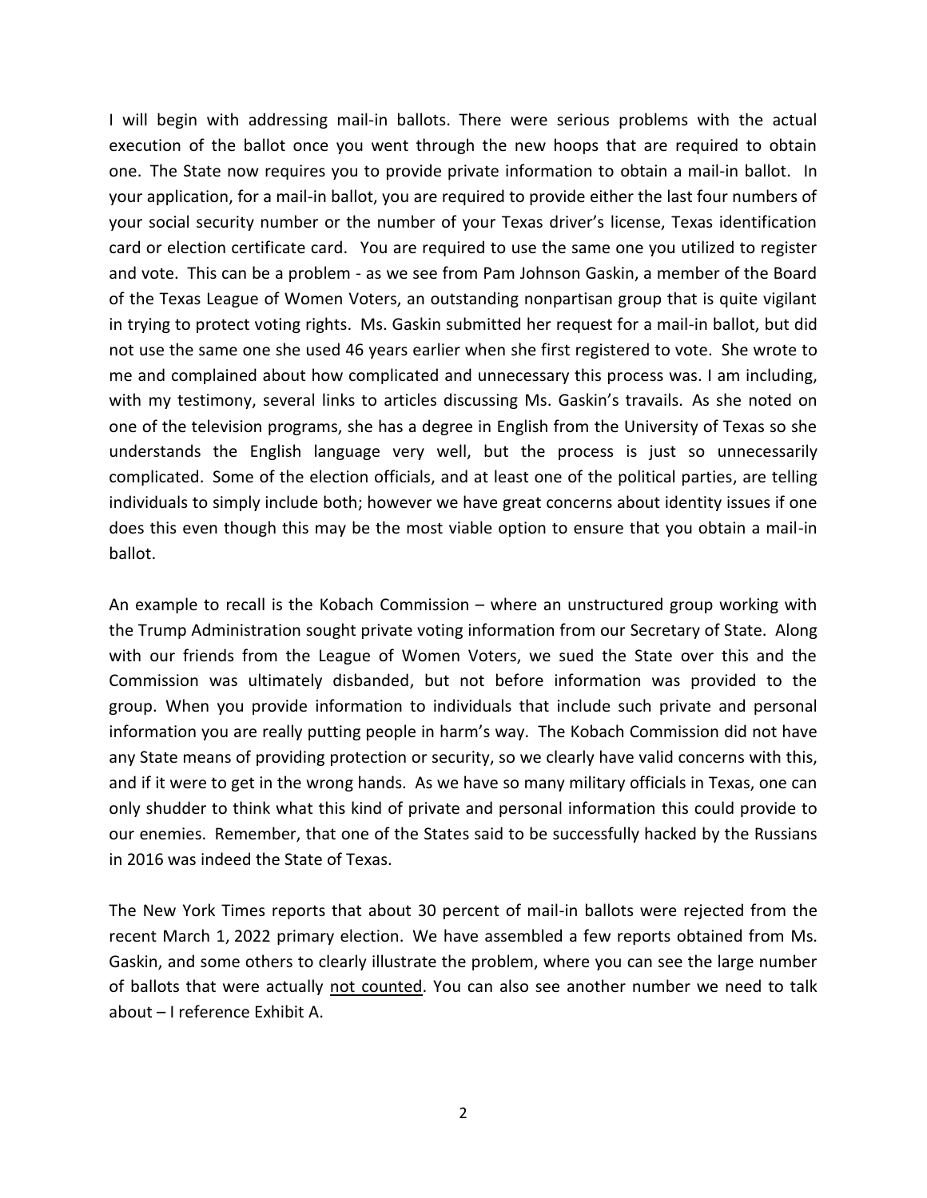I will begin with addressing mail-in ballots. There were serious problems with the actual execution of the ballot once you went through the new hoops that are required to obtain one. The State now requires you to provide private information to obtain a mail-in ballot. In your application, for a mail-in ballot, you are required to provide either the last four numbers of your social security number or the number of your Texas driver's license, Texas identification card or election certificate card. You are required to use the same one you utilized to register and vote. This can be a problem - as we see from Pam Johnson Gaskin, a member of the Board of the Texas League of Women Voters, an outstanding nonpartisan group that is quite vigilant in trying to protect voting rights. Ms. Gaskin submitted her request for a mail-in ballot, but did not use the same one she used 46 years earlier when she first registered to vote. She wrote to me and complained about how complicated and unnecessary this process was. I am including, with my testimony, several links to articles discussing Ms. Gaskin's travails. As she noted on one of the television programs, she has a degree in English from the University of Texas so she understands the English language very well, but the process is just so unnecessarily complicated. Some of the election officials, and at least one of the political parties, are telling individuals to simply include both; however we have great concerns about identity issues if one does this even though this may be the most viable option to ensure that you obtain a mail-in ballot.

An example to recall is the Kobach Commission – where an unstructured group working with the Trump Administration sought private voting information from our Secretary of State. Along with our friends from the League of Women Voters, we sued the State over this and the Commission was ultimately disbanded, but not before information was provided to the group. When you provide information to individuals that include such private and personal information you are really putting people in harm's way. The Kobach Commission did not have any State means of providing protection or security, so we clearly have valid concerns with this, and if it were to get in the wrong hands. As we have so many military officials in Texas, one can only shudder to think what this kind of private and personal information this could provide to our enemies. Remember, that one of the States said to be successfully hacked by the Russians in 2016 was indeed the State of Texas.

The New York Times reports that about 30 percent of mail-in ballots were rejected from the recent March 1, 2022 primary election. We have assembled a few reports obtained from Ms. Gaskin, and some others to clearly illustrate the problem, where you can see the large number of ballots that were actually <u>not counted</u>. You can also see another number we need to talk about – I reference Exhibit A.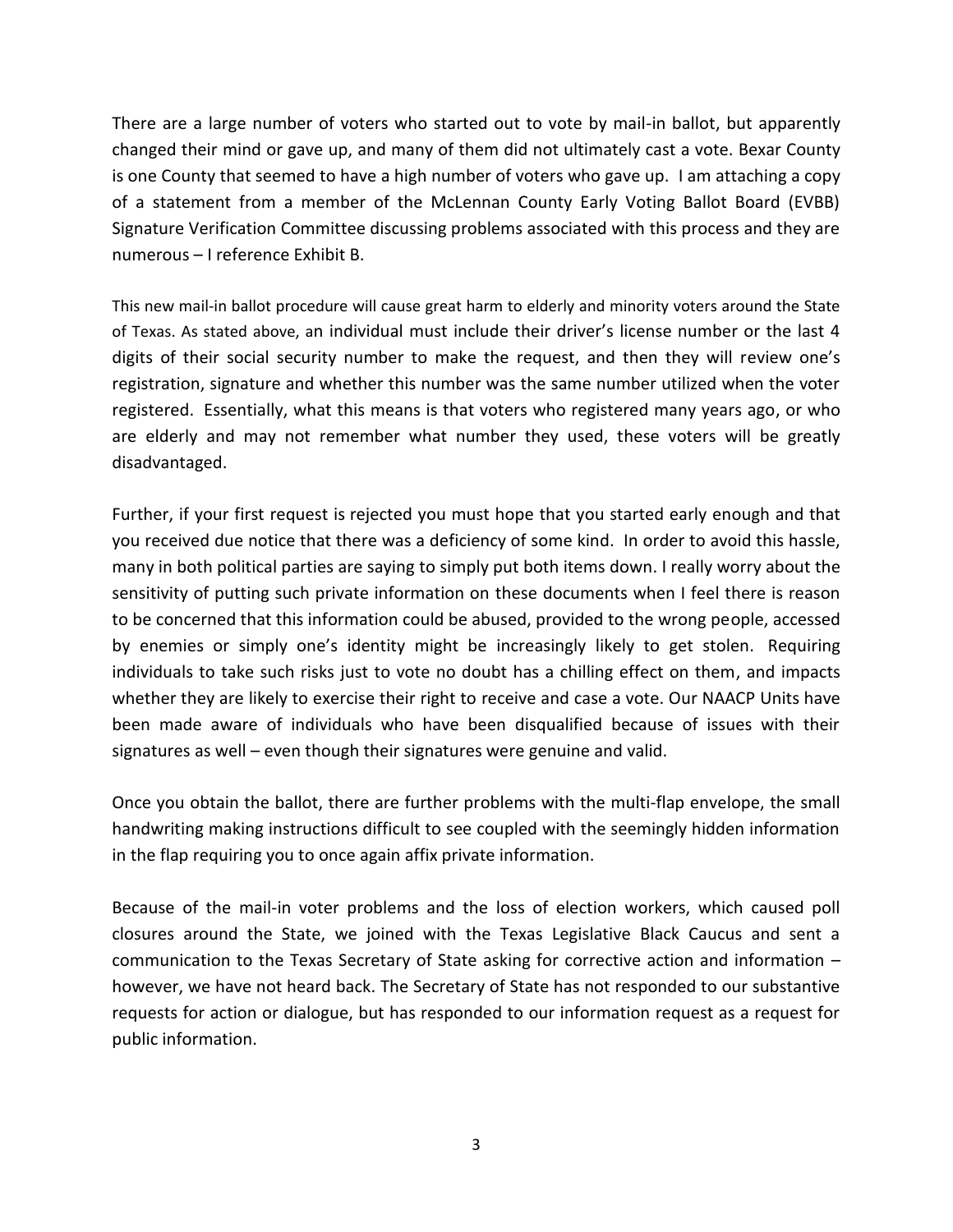There are a large number of voters who started out to vote by mail-in ballot, but apparently changed their mind or gave up, and many of them did not ultimately cast a vote. Bexar County is one County that seemed to have a high number of voters who gave up. I am attaching a copy of a statement from a member of the McLennan County Early Voting Ballot Board (EVBB) Signature Verification Committee discussing problems associated with this process and they are numerous – I reference Exhibit B.

This new mail-in ballot procedure will cause great harm to elderly and minority voters around the State of Texas. As stated above, an individual must include their driver's license number or the last 4 digits of their social security number to make the request, and then they will review one's registration, signature and whether this number was the same number utilized when the voter registered. Essentially, what this means is that voters who registered many years ago, or who are elderly and may not remember what number they used, these voters will be greatly disadvantaged.

Further, if your first request is rejected you must hope that you started early enough and that you received due notice that there was a deficiency of some kind. In order to avoid this hassle, many in both political parties are saying to simply put both items down. I really worry about the sensitivity of putting such private information on these documents when I feel there is reason to be concerned that this information could be abused, provided to the wrong people, accessed by enemies or simply one's identity might be increasingly likely to get stolen. Requiring individuals to take such risks just to vote no doubt has a chilling effect on them, and impacts whether they are likely to exercise their right to receive and case a vote. Our NAACP Units have been made aware of individuals who have been disqualified because of issues with their signatures as well – even though their signatures were genuine and valid.

Once you obtain the ballot, there are further problems with the multi-flap envelope, the small handwriting making instructions difficult to see coupled with the seemingly hidden information in the flap requiring you to once again affix private information.

Because of the mail-in voter problems and the loss of election workers, which caused poll closures around the State, we joined with the Texas Legislative Black Caucus and sent a communication to the Texas Secretary of State asking for corrective action and information – however, we have not heard back. The Secretary of State has not responded to our substantive requests for action or dialogue, but has responded to our information request as a request for public information.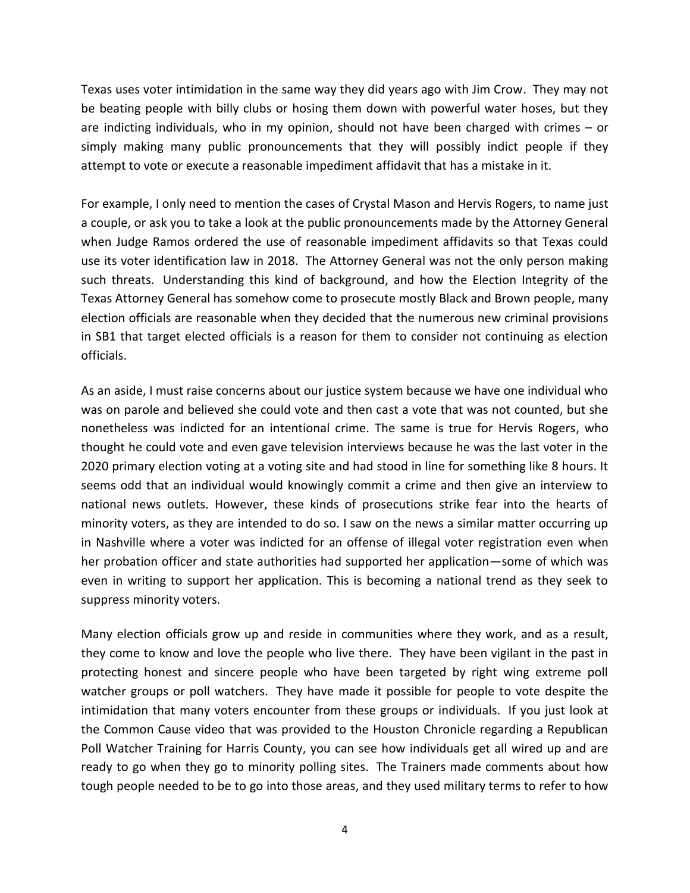Texas uses voter intimidation in the same way they did years ago with Jim Crow. They may not be beating people with billy clubs or hosing them down with powerful water hoses, but they are indicting individuals, who in my opinion, should not have been charged with crimes – or simply making many public pronouncements that they will possibly indict people if they attempt to vote or execute a reasonable impediment affidavit that has a mistake in it.

For example, I only need to mention the cases of Crystal Mason and Hervis Rogers, to name just a couple, or ask you to take a look at the public pronouncements made by the Attorney General when Judge Ramos ordered the use of reasonable impediment affidavits so that Texas could use its voter identification law in 2018. The Attorney General was not the only person making such threats. Understanding this kind of background, and how the Election Integrity of the Texas Attorney General has somehow come to prosecute mostly Black and Brown people, many election officials are reasonable when they decided that the numerous new criminal provisions in SB1 that target elected officials is a reason for them to consider not continuing as election officials.

As an aside, I must raise concerns about our justice system because we have one individual who was on parole and believed she could vote and then cast a vote that was not counted, but she nonetheless was indicted for an intentional crime. The same is true for Hervis Rogers, who thought he could vote and even gave television interviews because he was the last voter in the 2020 primary election voting at a voting site and had stood in line for something like 8 hours. It seems odd that an individual would knowingly commit a crime and then give an interview to national news outlets. However, these kinds of prosecutions strike fear into the hearts of minority voters, as they are intended to do so. I saw on the news a similar matter occurring up in Nashville where a voter was indicted for an offense of illegal voter registration even when her probation officer and state authorities had supported her application—some of which was even in writing to support her application. This is becoming a national trend as they seek to suppress minority voters.

Many election officials grow up and reside in communities where they work, and as a result, they come to know and love the people who live there. They have been vigilant in the past in protecting honest and sincere people who have been targeted by right wing extreme poll watcher groups or poll watchers. They have made it possible for people to vote despite the intimidation that many voters encounter from these groups or individuals. If you just look at the Common Cause video that was provided to the Houston Chronicle regarding a Republican Poll Watcher Training for Harris County, you can see how individuals get all wired up and are ready to go when they go to minority polling sites. The Trainers made comments about how tough people needed to be to go into those areas, and they used military terms to refer to how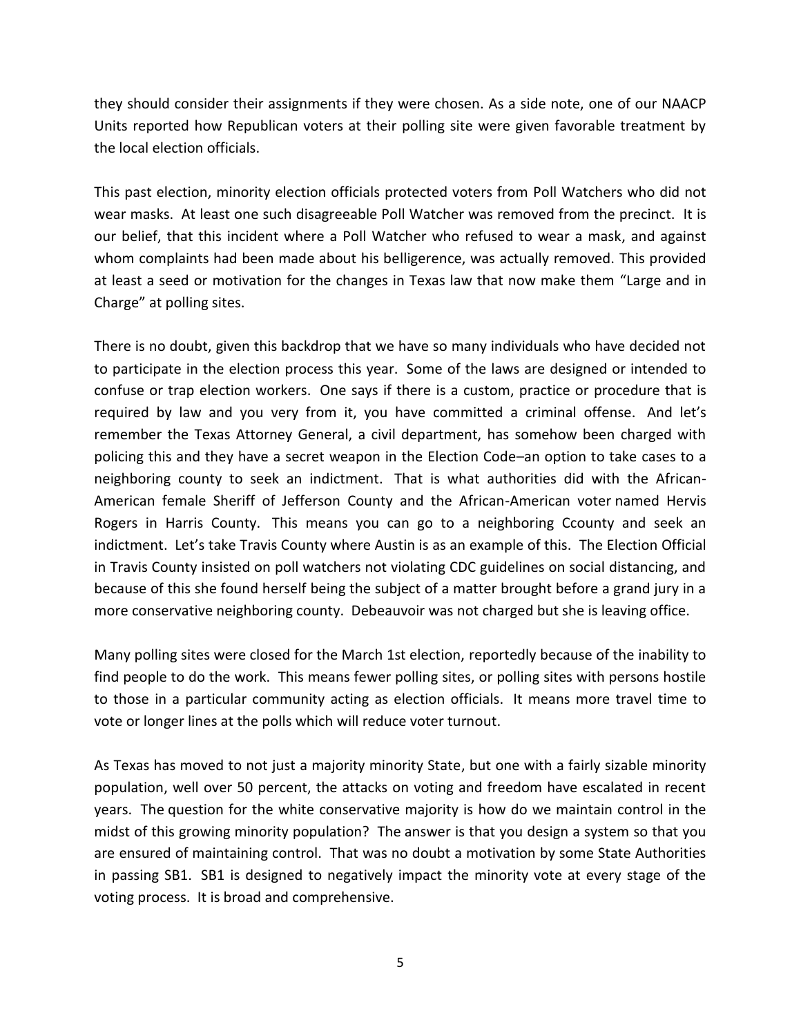they should consider their assignments if they were chosen. As a side note, one of our NAACP Units reported how Republican voters at their polling site were given favorable treatment by the local election officials.

This past election, minority election officials protected voters from Poll Watchers who did not wear masks. At least one such disagreeable Poll Watcher was removed from the precinct. It is our belief, that this incident where a Poll Watcher who refused to wear a mask, and against whom complaints had been made about his belligerence, was actually removed. This provided at least a seed or motivation for the changes in Texas law that now make them "Large and in Charge" at polling sites.

There is no doubt, given this backdrop that we have so many individuals who have decided not to participate in the election process this year. Some of the laws are designed or intended to confuse or trap election workers. One says if there is a custom, practice or procedure that is required by law and you very from it, you have committed a criminal offense. And let's remember the Texas Attorney General, a civil department, has somehow been charged with policing this and they have a secret weapon in the Election Code–an option to take cases to a neighboring county to seek an indictment. That is what authorities did with the African-American female Sheriff of Jefferson County and the African-American voter named Hervis Rogers in Harris County. This means you can go to a neighboring Ccounty and seek an indictment. Let's take Travis County where Austin is as an example of this. The Election Official in Travis County insisted on poll watchers not violating CDC guidelines on social distancing, and because of this she found herself being the subject of a matter brought before a grand jury in a more conservative neighboring county. Debeauvoir was not charged but she is leaving office.

Many polling sites were closed for the March 1st election, reportedly because of the inability to find people to do the work. This means fewer polling sites, or polling sites with persons hostile to those in a particular community acting as election officials. It means more travel time to vote or longer lines at the polls which will reduce voter turnout.

As Texas has moved to not just a majority minority State, but one with a fairly sizable minority population, well over 50 percent, the attacks on voting and freedom have escalated in recent years. The question for the white conservative majority is how do we maintain control in the midst of this growing minority population? The answer is that you design a system so that you are ensured of maintaining control. That was no doubt a motivation by some State Authorities in passing SB1. SB1 is designed to negatively impact the minority vote at every stage of the voting process. It is broad and comprehensive.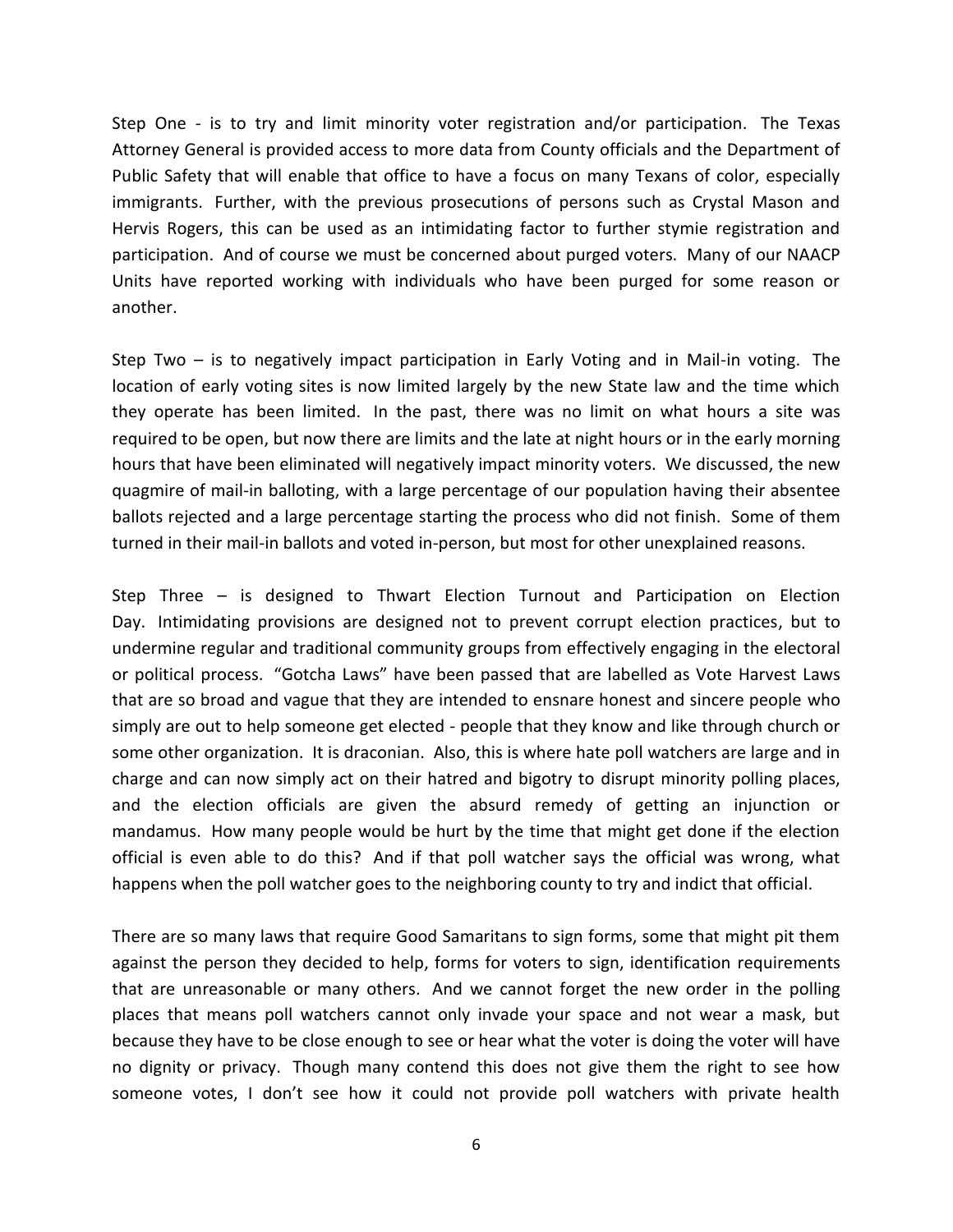Step One - is to try and limit minority voter registration and/or participation. The Texas Attorney General is provided access to more data from County officials and the Department of Public Safety that will enable that office to have a focus on many Texans of color, especially immigrants. Further, with the previous prosecutions of persons such as Crystal Mason and Hervis Rogers, this can be used as an intimidating factor to further stymie registration and participation. And of course we must be concerned about purged voters. Many of our NAACP Units have reported working with individuals who have been purged for some reason or another.

Step Two – is to negatively impact participation in Early Voting and in Mail-in voting. The location of early voting sites is now limited largely by the new State law and the time which they operate has been limited. In the past, there was no limit on what hours a site was required to be open, but now there are limits and the late at night hours or in the early morning hours that have been eliminated will negatively impact minority voters. We discussed, the new quagmire of mail-in balloting, with a large percentage of our population having their absentee ballots rejected and a large percentage starting the process who did not finish. Some of them turned in their mail-in ballots and voted in-person, but most for other unexplained reasons.

Step Three – is designed to Thwart Election Turnout and Participation on Election Day. Intimidating provisions are designed not to prevent corrupt election practices, but to undermine regular and traditional community groups from effectively engaging in the electoral or political process. "Gotcha Laws" have been passed that are labelled as Vote Harvest Laws that are so broad and vague that they are intended to ensnare honest and sincere people who simply are out to help someone get elected - people that they know and like through church or some other organization. It is draconian. Also, this is where hate poll watchers are large and in charge and can now simply act on their hatred and bigotry to disrupt minority polling places, and the election officials are given the absurd remedy of getting an injunction or mandamus. How many people would be hurt by the time that might get done if the election official is even able to do this? And if that poll watcher says the official was wrong, what happens when the poll watcher goes to the neighboring county to try and indict that official.

There are so many laws that require Good Samaritans to sign forms, some that might pit them against the person they decided to help, forms for voters to sign, identification requirements that are unreasonable or many others. And we cannot forget the new order in the polling places that means poll watchers cannot only invade your space and not wear a mask, but because they have to be close enough to see or hear what the voter is doing the voter will have no dignity or privacy. Though many contend this does not give them the right to see how someone votes, I don't see how it could not provide poll watchers with private health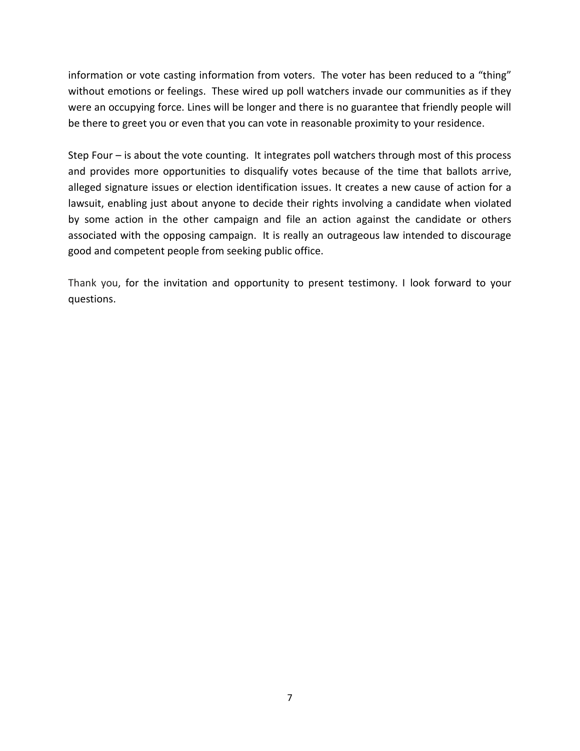information or vote casting information from voters. The voter has been reduced to a "thing" without emotions or feelings. These wired up poll watchers invade our communities as if they were an occupying force. Lines will be longer and there is no guarantee that friendly people will be there to greet you or even that you can vote in reasonable proximity to your residence.

Step Four – is about the vote counting. It integrates poll watchers through most of this process and provides more opportunities to disqualify votes because of the time that ballots arrive, alleged signature issues or election identification issues. It creates a new cause of action for a lawsuit, enabling just about anyone to decide their rights involving a candidate when violated by some action in the other campaign and file an action against the candidate or others associated with the opposing campaign. It is really an outrageous law intended to discourage good and competent people from seeking public office.

Thank you, for the invitation and opportunity to present testimony. I look forward to your questions.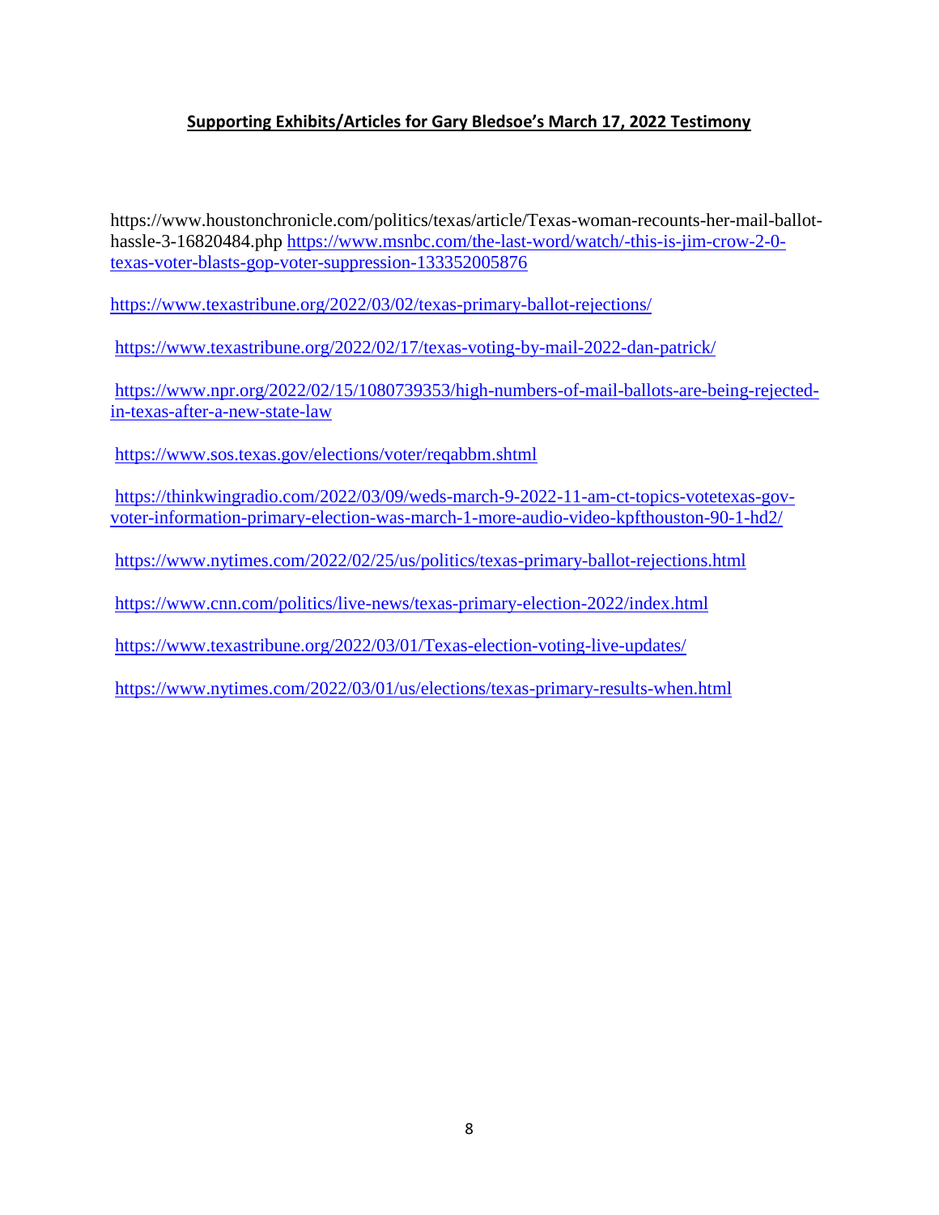**Supporting Exhibits/Articles for Gary Bledsoe's March 17, 2022 Testimony**

https://www.houstonchronicle.com/politics/texas/article/Texas-woman-recounts-her-mail-ballot-hassle-3-16820484.php https://www.msnbc.com/the-last-word/watch/-this-is-jim-crow-2-0-texas-voter-blasts-gop-voter-suppression-133352005876

https://www.texastribune.org/2022/03/02/texas-primary-ballot-rejections/

https://www.texastribune.org/2022/02/17/texas-voting-by-mail-2022-dan-patrick/

https://www.npr.org/2022/02/15/1080739353/high-numbers-of-mail-ballots-are-being-rejected-in-texas-after-a-new-state-law

https://www.sos.texas.gov/elections/voter/reqabbm.shtml

https://thinkwingradio.com/2022/03/09/weds-march-9-2022-11-am-ct-topics-votetexas-gov-voter-information-primary-election-was-march-1-more-audio-video-kpfthouston-90-1-hd2/

https://www.nytimes.com/2022/02/25/us/politics/texas-primary-ballot-rejections.html

https://www.cnn.com/politics/live-news/texas-primary-election-2022/index.html

https://www.texastribune.org/2022/03/01/Texas-election-voting-live-updates/

https://www.nytimes.com/2022/03/01/us/elections/texas-primary-results-when.html